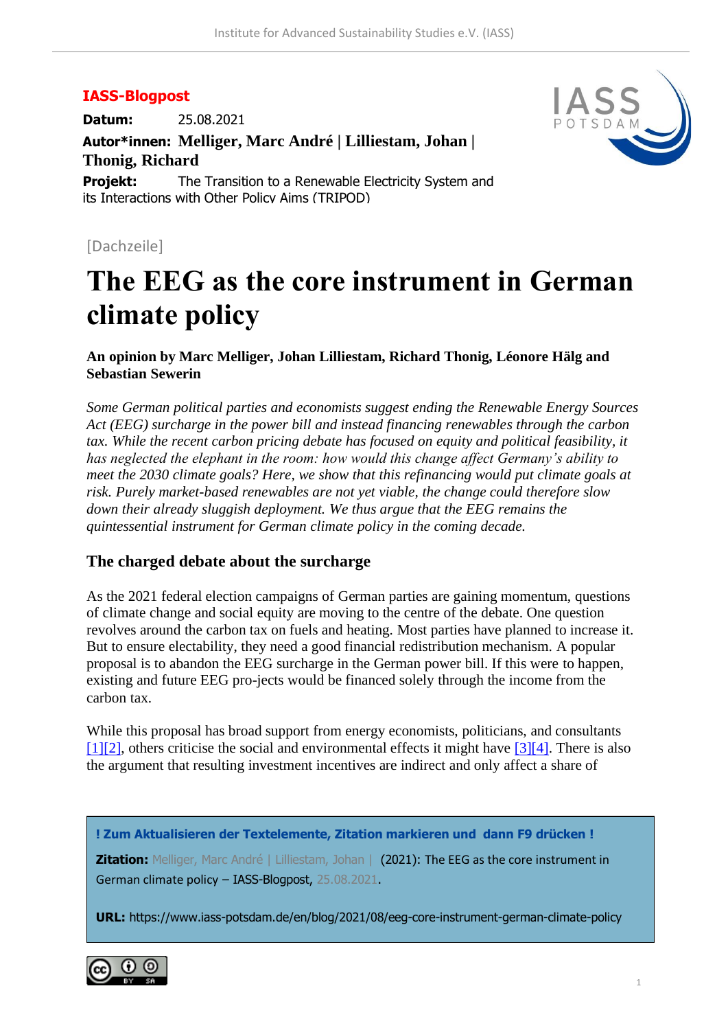**IASS-Blogpost**

**Datum:** 25.08.2021

**Autor*innen: Melliger, Marc André | Lilliestam, Johan | Thonig, Richard**

**Projekt:** The Transition to a Renewable Electricity System and its Interactions with Other Policy Aims (TRIPOD)

[Dachzeile]

# The EEG as the core instrument in German climate policy

**An opinion by Marc Melliger, Johan Lilliestam, Richard Thonig, Léonore Hälg and Sebastian Sewerin**

*Some German political parties and economists suggest ending the Renewable Energy Sources Act (EEG) surcharge in the power bill and instead financing renewables through the carbon tax. While the recent carbon pricing debate has focused on equity and political feasibility, it has neglected the elephant in the room: how would this change affect Germany's ability to meet the 2030 climate goals? Here, we show that this refinancing would put climate goals at risk. Purely market-based renewables are not yet viable, the change could therefore slow down their already sluggish deployment. We thus argue that the EEG remains the quintessential instrument for German climate policy in the coming decade.*

## The charged debate about the surcharge

As the 2021 federal election campaigns of German parties are gaining momentum, questions of climate change and social equity are moving to the centre of the debate. One question revolves around the carbon tax on fuels and heating. Most parties have planned to increase it. But to ensure electability, they need a good financial redistribution mechanism. A popular proposal is to abandon the EEG surcharge in the German power bill. If this were to happen, existing and future EEG pro-jects would be financed solely through the income from the carbon tax.

While this proposal has broad support from energy economists, politicians, and consultants [1][2], others criticise the social and environmental effects it might have [3][4]. There is also the argument that resulting investment incentives are indirect and only affect a share of

**! Zum Aktualisieren der Textelemente, Zitation markieren und dann F9 drücken !**

**Zitation:** Melliger, Marc André | Lilliestam, Johan | (2021): The EEG as the core instrument in German climate policy – IASS-Blogpost, 25.08.2021.

**URL:** https://www.iass-potsdam.de/en/blog/2021/08/eeg-core-instrument-german-climate-policy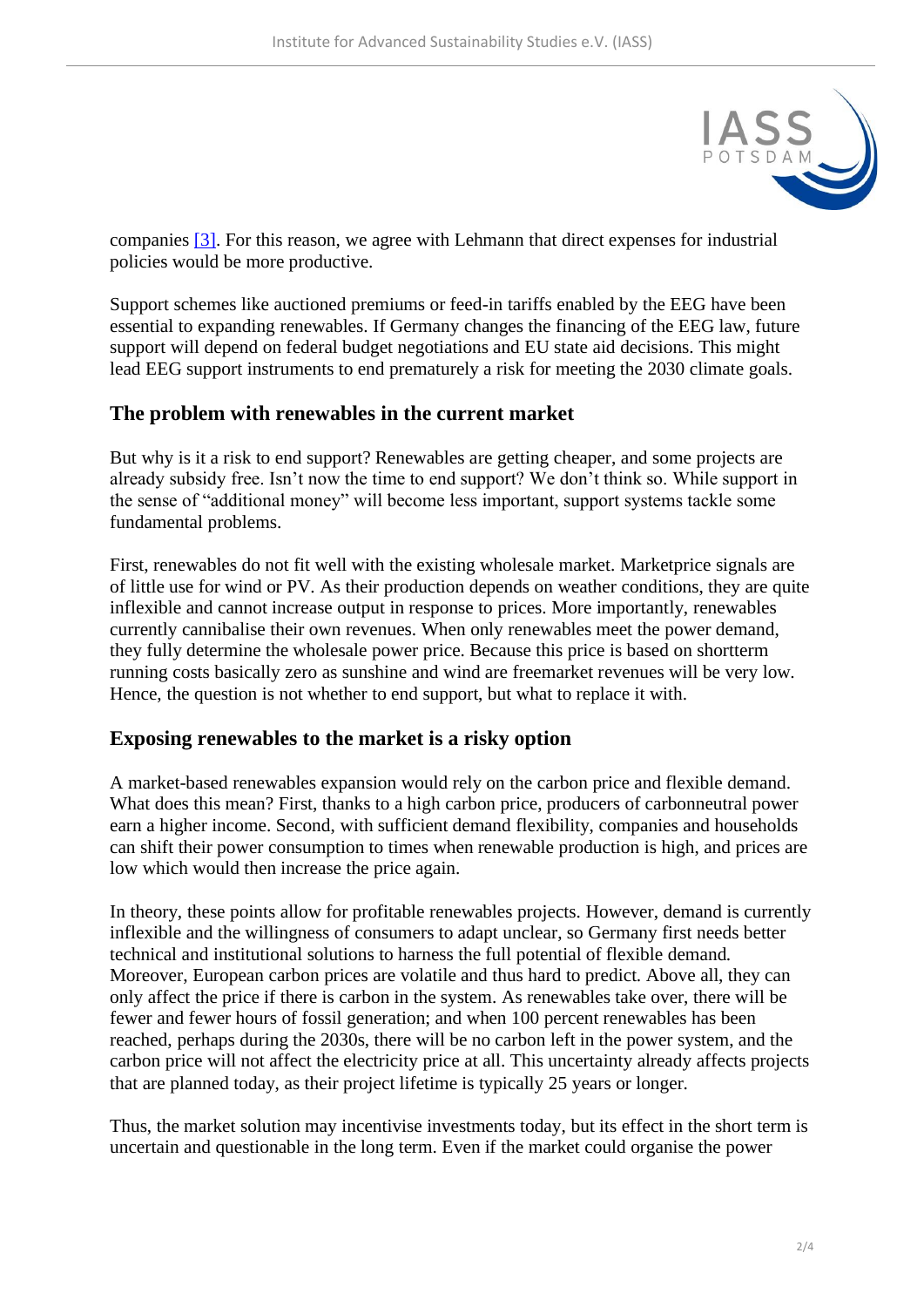companies [3]. For this reason, we agree with Lehmann that direct expenses for industrial policies would be more productive.

Support schemes like auctioned premiums or feed-in tariffs enabled by the EEG have been essential to expanding renewables. If Germany changes the financing of the EEG law, future support will depend on federal budget negotiations and EU state aid decisions. This might lead EEG support instruments to end prematurely a risk for meeting the 2030 climate goals.

## The problem with renewables in the current market

But why is it a risk to end support? Renewables are getting cheaper, and some projects are already subsidy free. Isn't now the time to end support? We don't think so. While support in the sense of "additional money" will become less important, support systems tackle some fundamental problems.

First, renewables do not fit well with the existing wholesale market. Marketprice signals are of little use for wind or PV. As their production depends on weather conditions, they are quite inflexible and cannot increase output in response to prices. More importantly, renewables currently cannibalise their own revenues. When only renewables meet the power demand, they fully determine the wholesale power price. Because this price is based on shortterm running costs basically zero as sunshine and wind are freemarket revenues will be very low. Hence, the question is not whether to end support, but what to replace it with.

## Exposing renewables to the market is a risky option

A market-based renewables expansion would rely on the carbon price and flexible demand. What does this mean? First, thanks to a high carbon price, producers of carbonneutral power earn a higher income. Second, with sufficient demand flexibility, companies and households can shift their power consumption to times when renewable production is high, and prices are low which would then increase the price again.

In theory, these points allow for profitable renewables projects. However, demand is currently inflexible and the willingness of consumers to adapt unclear, so Germany first needs better technical and institutional solutions to harness the full potential of flexible demand. Moreover, European carbon prices are volatile and thus hard to predict. Above all, they can only affect the price if there is carbon in the system. As renewables take over, there will be fewer and fewer hours of fossil generation; and when 100 percent renewables has been reached, perhaps during the 2030s, there will be no carbon left in the power system, and the carbon price will not affect the electricity price at all. This uncertainty already affects projects that are planned today, as their project lifetime is typically 25 years or longer.

Thus, the market solution may incentivise investments today, but its effect in the short term is uncertain and questionable in the long term. Even if the market could organise the power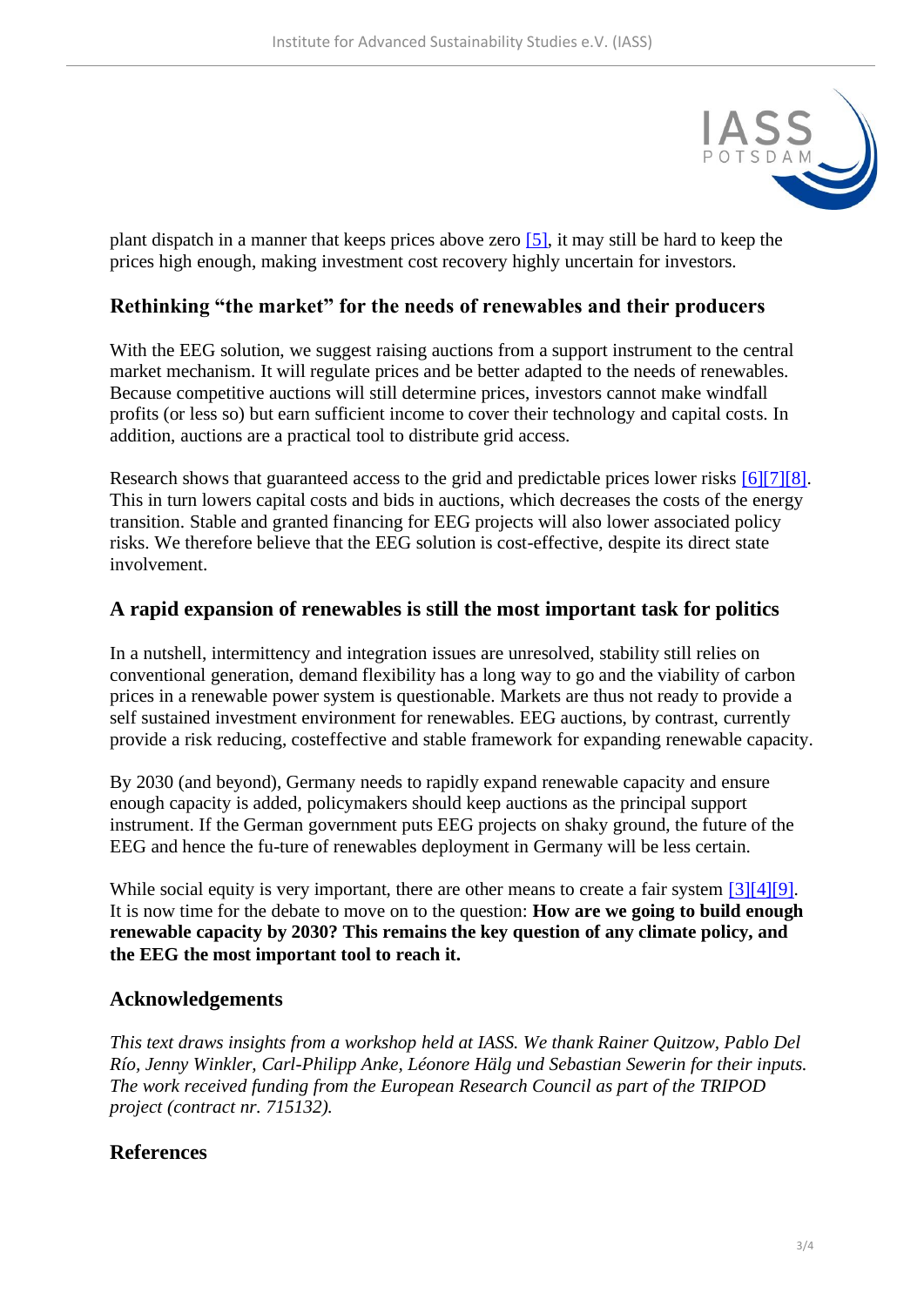plant dispatch in a manner that keeps prices above zero [5], it may still be hard to keep the prices high enough, making investment cost recovery highly uncertain for investors.

## Rethinking "the market" for the needs of renewables and their producers

With the EEG solution, we suggest raising auctions from a support instrument to the central market mechanism. It will regulate prices and be better adapted to the needs of renewables. Because competitive auctions will still determine prices, investors cannot make windfall profits (or less so) but earn sufficient income to cover their technology and capital costs. In addition, auctions are a practical tool to distribute grid access.

Research shows that guaranteed access to the grid and predictable prices lower risks [6][7][8]. This in turn lowers capital costs and bids in auctions, which decreases the costs of the energy transition. Stable and granted financing for EEG projects will also lower associated policy risks. We therefore believe that the EEG solution is cost-effective, despite its direct state involvement.

## A rapid expansion of renewables is still the most important task for politics

In a nutshell, intermittency and integration issues are unresolved, stability still relies on conventional generation, demand flexibility has a long way to go and the viability of carbon prices in a renewable power system is questionable. Markets are thus not ready to provide a self sustained investment environment for renewables. EEG auctions, by contrast, currently provide a risk reducing, costeffective and stable framework for expanding renewable capacity.

By 2030 (and beyond), Germany needs to rapidly expand renewable capacity and ensure enough capacity is added, policymakers should keep auctions as the principal support instrument. If the German government puts EEG projects on shaky ground, the future of the EEG and hence the fu-ture of renewables deployment in Germany will be less certain.

While social equity is very important, there are other means to create a fair system [3][4][9]. It is now time for the debate to move on to the question: **How are we going to build enough renewable capacity by 2030? This remains the key question of any climate policy, and the EEG the most important tool to reach it.**

## Acknowledgements

*This text draws insights from a workshop held at IASS. We thank Rainer Quitzow, Pablo Del Río, Jenny Winkler, Carl-Philipp Anke, Léonore Hälg und Sebastian Sewerin for their inputs. The work received funding from the European Research Council as part of the TRIPOD project (contract nr. 715132).*

## References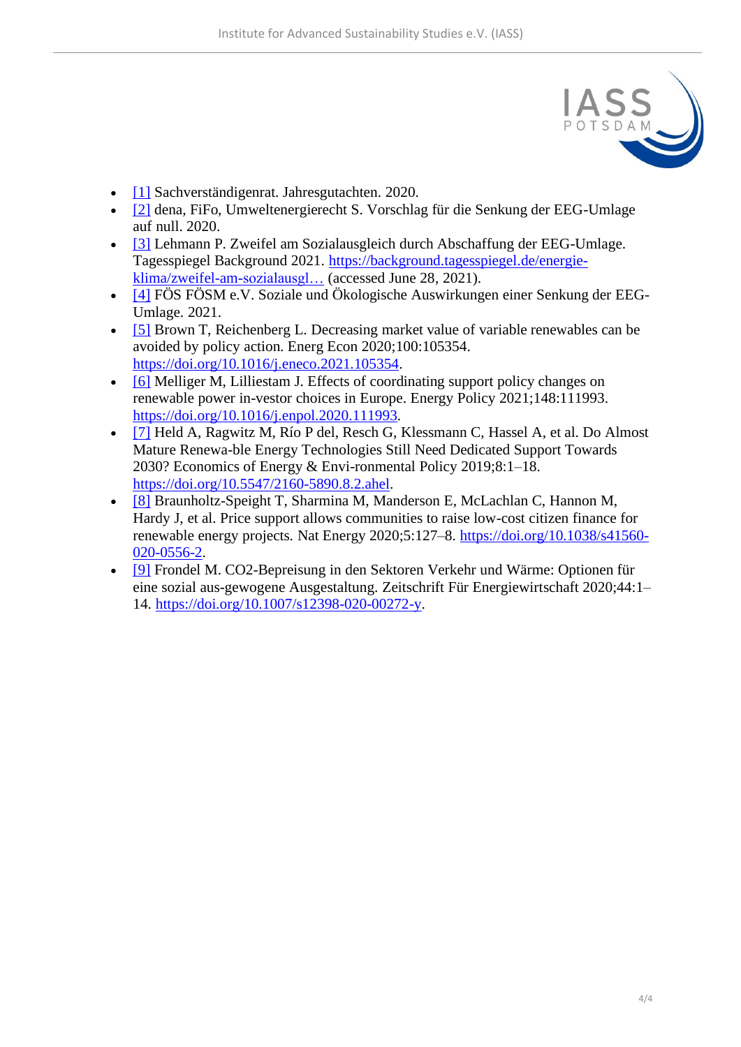- [1] Sachverständigenrat. Jahresgutachten. 2020.
- [2] dena, FiFo, Umweltenergierecht S. Vorschlag für die Senkung der EEG-Umlage auf null. 2020.
- [3] Lehmann P. Zweifel am Sozialausgleich durch Abschaffung der EEG-Umlage. Tagesspiegel Background 2021. https://background.tagesspiegel.de/energie-klima/zweifel-am-sozialausgl… (accessed June 28, 2021).
- [4] FÖS FÖSM e.V. Soziale und Ökologische Auswirkungen einer Senkung der EEG-Umlage. 2021.
- [5] Brown T, Reichenberg L. Decreasing market value of variable renewables can be avoided by policy action. Energ Econ 2020;100:105354. https://doi.org/10.1016/j.eneco.2021.105354.
- [6] Melliger M, Lilliestam J. Effects of coordinating support policy changes on renewable power in-vestor choices in Europe. Energy Policy 2021;148:111993. https://doi.org/10.1016/j.enpol.2020.111993.
- [7] Held A, Ragwitz M, Río P del, Resch G, Klessmann C, Hassel A, et al. Do Almost Mature Renewa-ble Energy Technologies Still Need Dedicated Support Towards 2030? Economics of Energy & Envi-ronmental Policy 2019;8:1–18. https://doi.org/10.5547/2160-5890.8.2.ahel.
- [8] Braunholtz-Speight T, Sharmina M, Manderson E, McLachlan C, Hannon M, Hardy J, et al. Price support allows communities to raise low-cost citizen finance for renewable energy projects. Nat Energy 2020;5:127–8. https://doi.org/10.1038/s41560-020-0556-2.
- [9] Frondel M. CO2-Bepreisung in den Sektoren Verkehr und Wärme: Optionen für eine sozial aus-gewogene Ausgestaltung. Zeitschrift Für Energiewirtschaft 2020;44:1–14. https://doi.org/10.1007/s12398-020-00272-y.